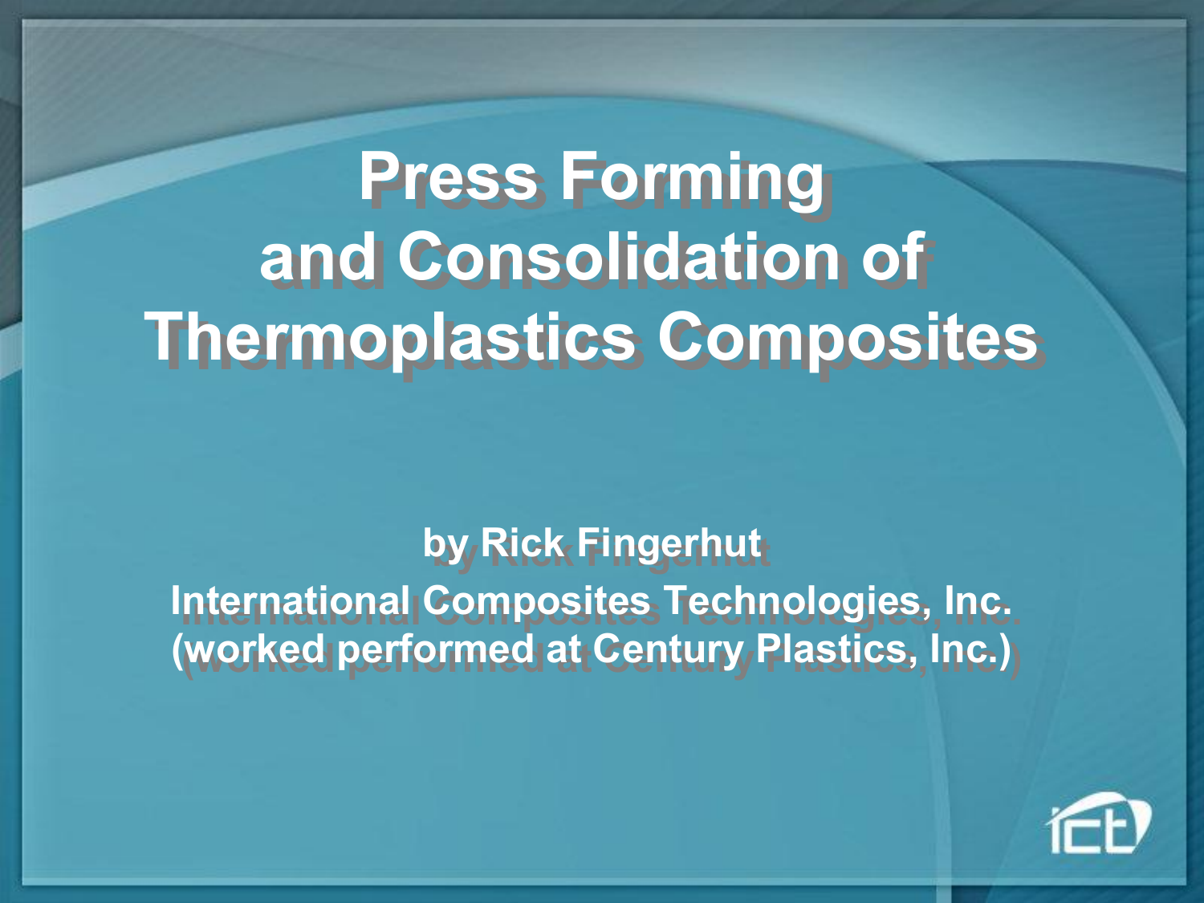# Press Forming and Consolidation of Thermoplastics Composites

**by Rick Fingerhut**

**International Composites Technologies, Inc.**

**(worked performed at Century Plastics, Inc.)**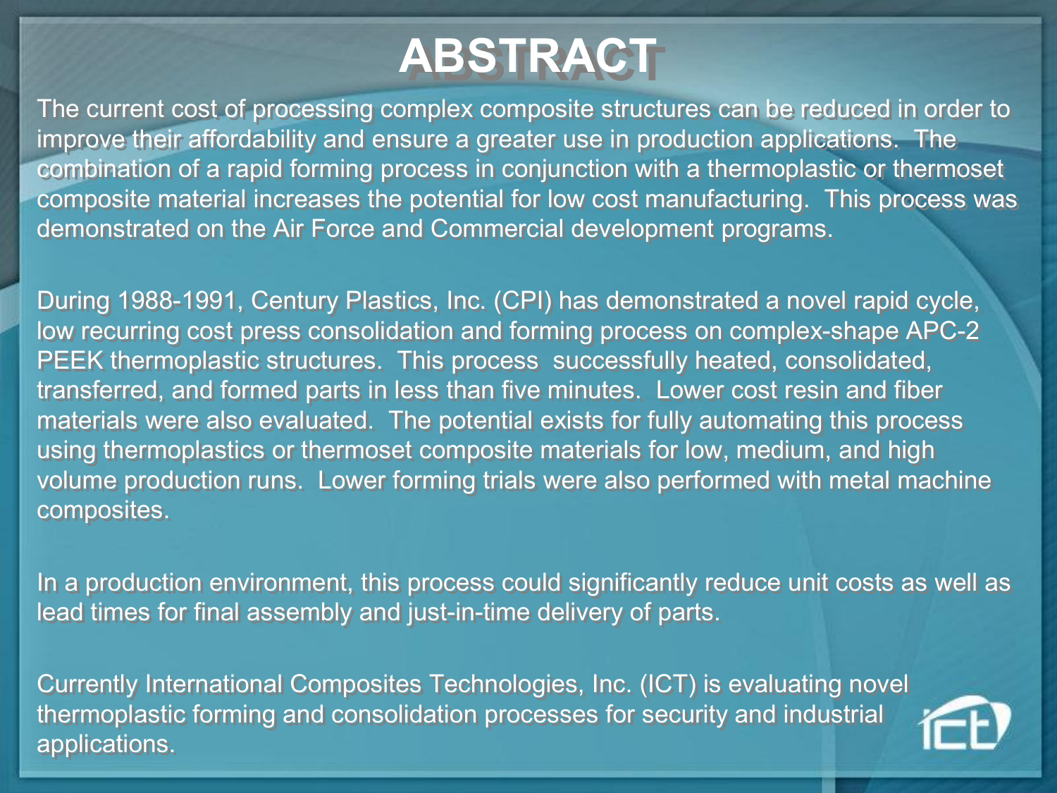# ABSTRACT

The current cost of processing complex composite structures can be reduced in order to improve their affordability and ensure a greater use in production applications. The combination of a rapid forming process in conjunction with a thermoplastic or thermoset composite material increases the potential for low cost manufacturing. This process was demonstrated on the Air Force and Commercial development programs.

During 1988-1991, Century Plastics, Inc. (CPI) has demonstrated a novel rapid cycle, low recurring cost press consolidation and forming process on complex-shape APC-2 PEEK thermoplastic structures. This process successfully heated, consolidated, transferred, and formed parts in less than five minutes. Lower cost resin and fiber materials were also evaluated. The potential exists for fully automating this process using thermoplastics or thermoset composite materials for low, medium, and high volume production runs. Lower forming trials were also performed with metal machine composites.

In a production environment, this process could significantly reduce unit costs as well as lead times for final assembly and just-in-time delivery of parts.

Currently International Composites Technologies, Inc. (ICT) is evaluating novel thermoplastic forming and consolidation processes for security and industrial applications.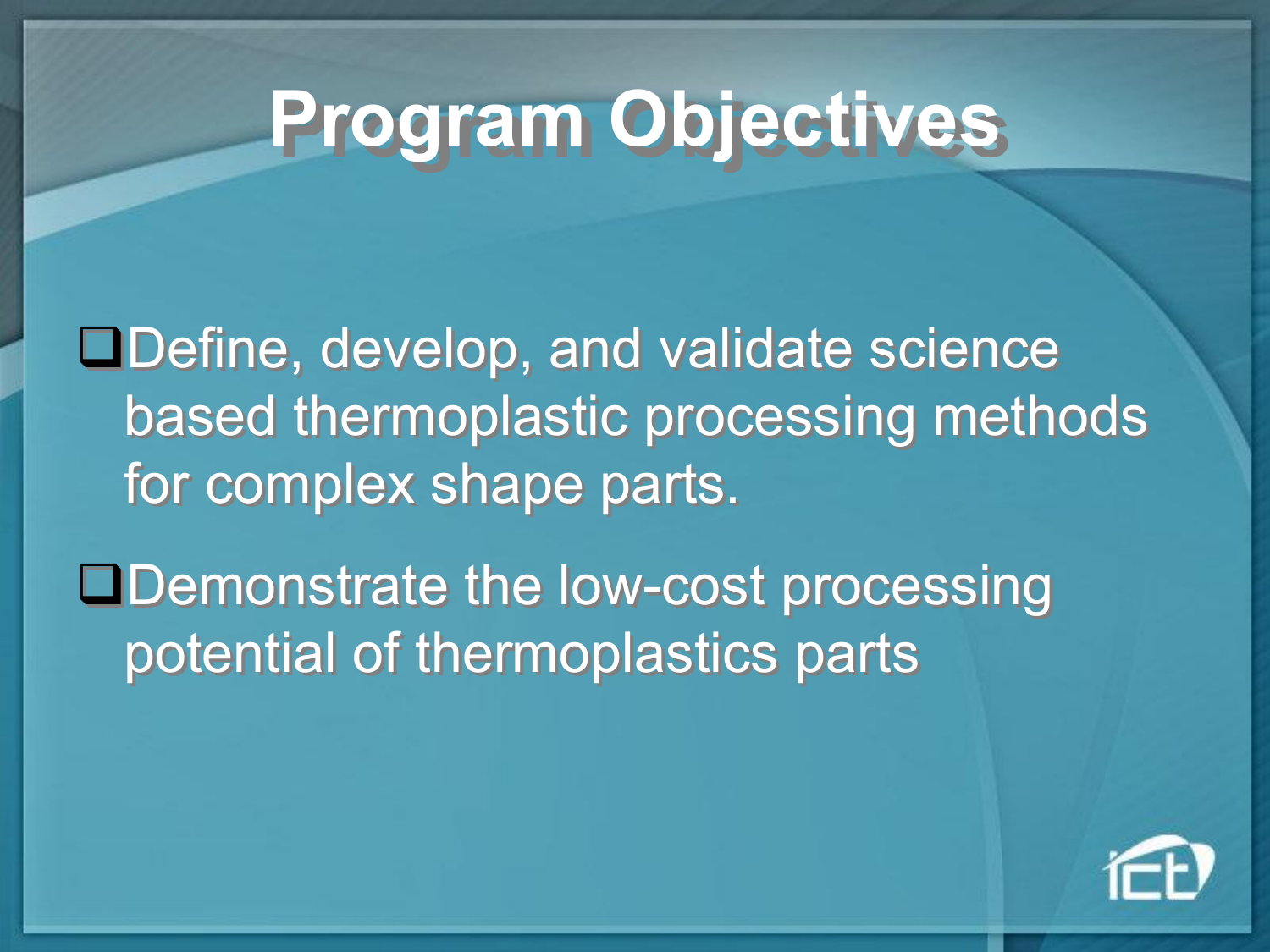# Program Objectives

- Define, develop, and validate science based thermoplastic processing methods for complex shape parts.
- Demonstrate the low-cost processing potential of thermoplastics parts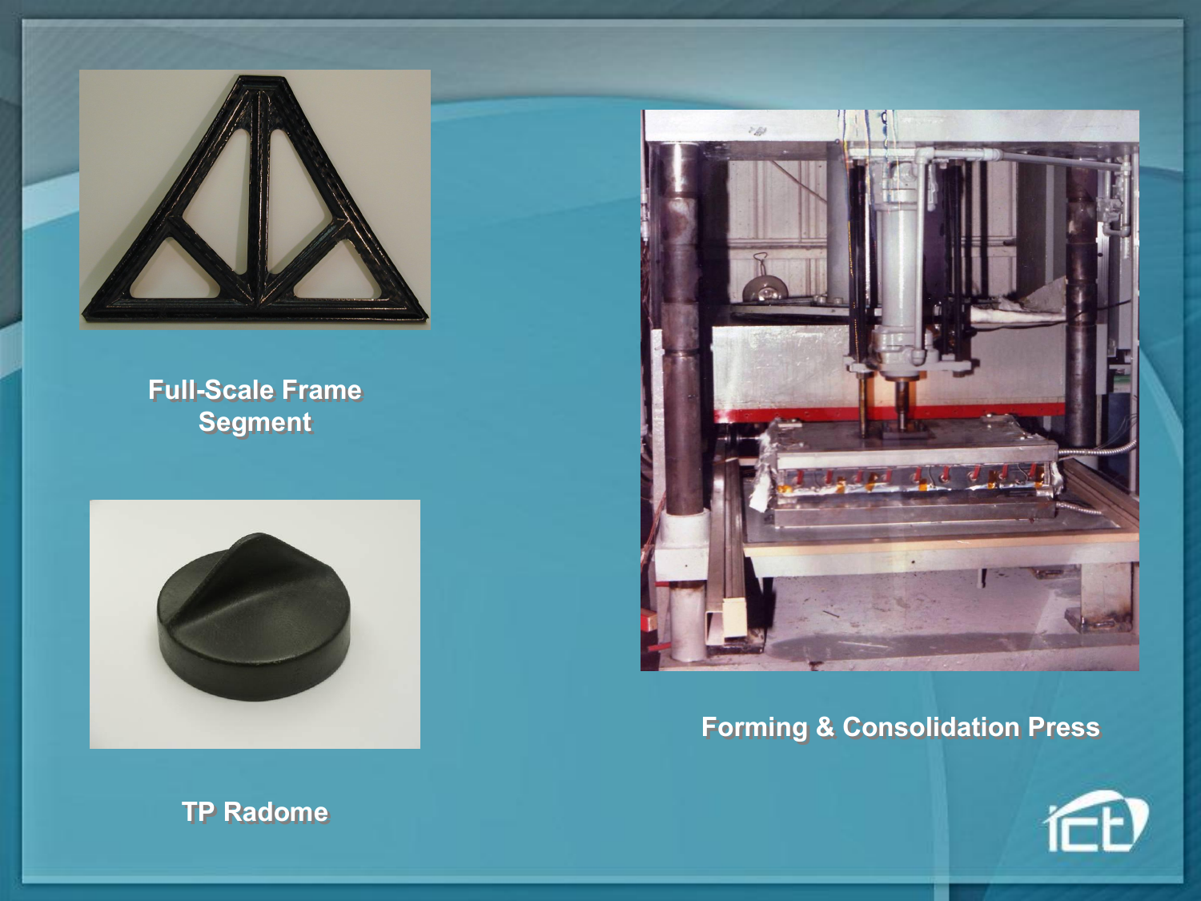Full-Scale Frame Segment

TP Radome

Forming & Consolidation Press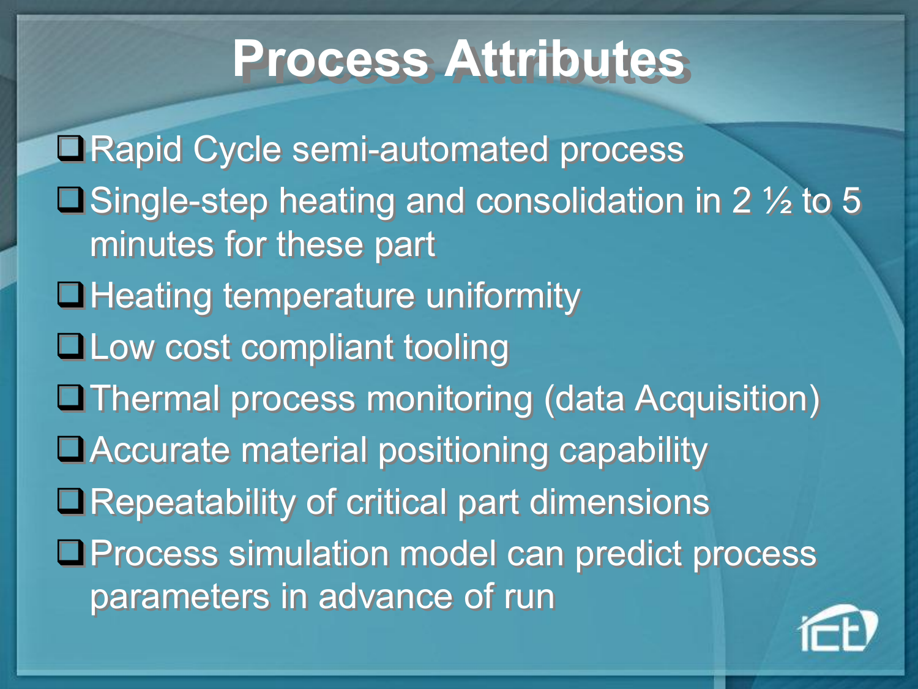# Process Attributes

- Rapid Cycle semi-automated process
- Single-step heating and consolidation in 2 ½ to 5 minutes for these part
- Heating temperature uniformity
- Low cost compliant tooling
- Thermal process monitoring (data Acquisition)
- Accurate material positioning capability
- Repeatability of critical part dimensions
- Process simulation model can predict process parameters in advance of run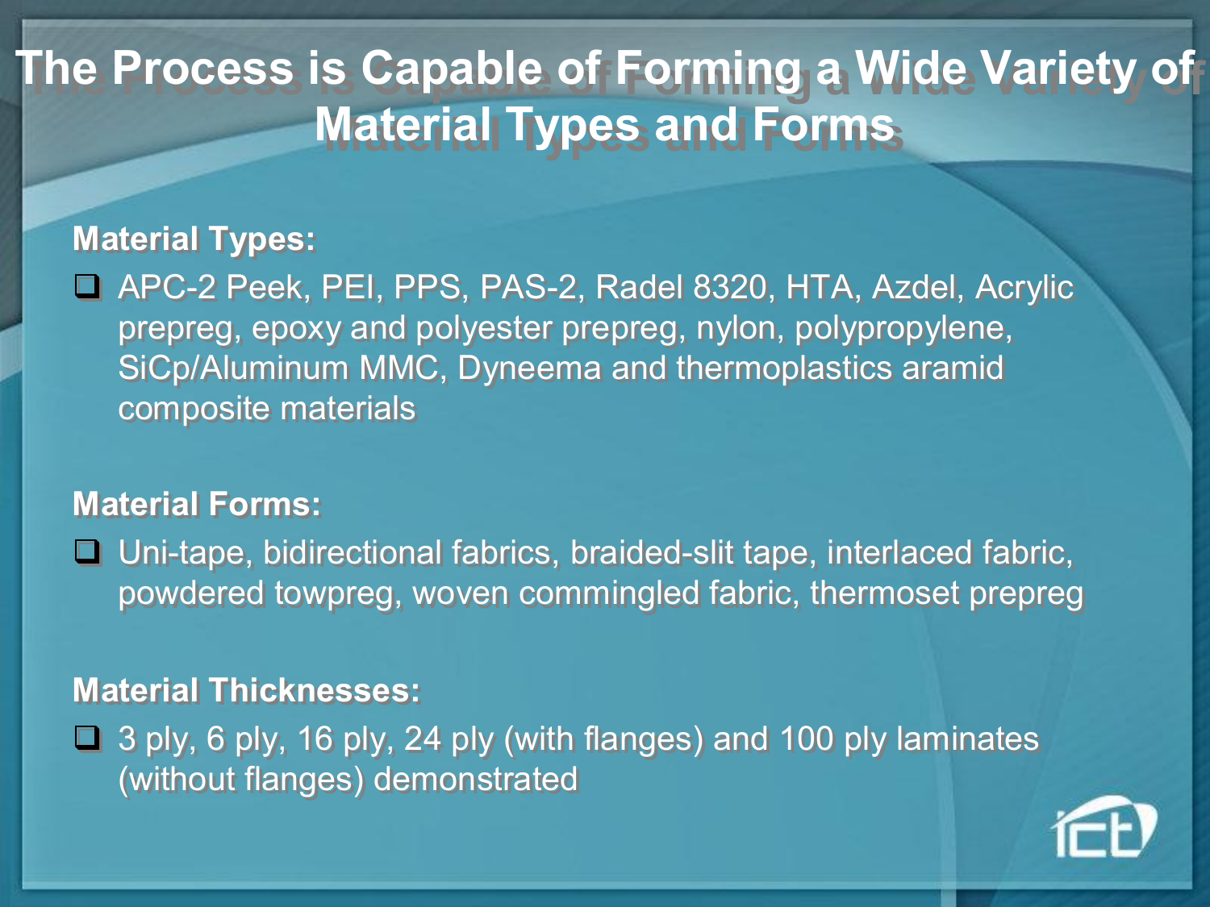# The Process is Capable of Forming a Wide Variety of Material Types and Forms

**Material Types:**

- APC-2 Peek, PEI, PPS, PAS-2, Radel 8320, HTA, Azdel, Acrylic prepreg, epoxy and polyester prepreg, nylon, polypropylene, SiCp/Aluminum MMC, Dyneema and thermoplastics aramid composite materials

**Material Forms:**

- Uni-tape, bidirectional fabrics, braided-slit tape, interlaced fabric, powdered towpreg, woven commingled fabric, thermoset prepreg

**Material Thicknesses:**

- 3 ply, 6 ply, 16 ply, 24 ply (with flanges) and 100 ply laminates (without flanges) demonstrated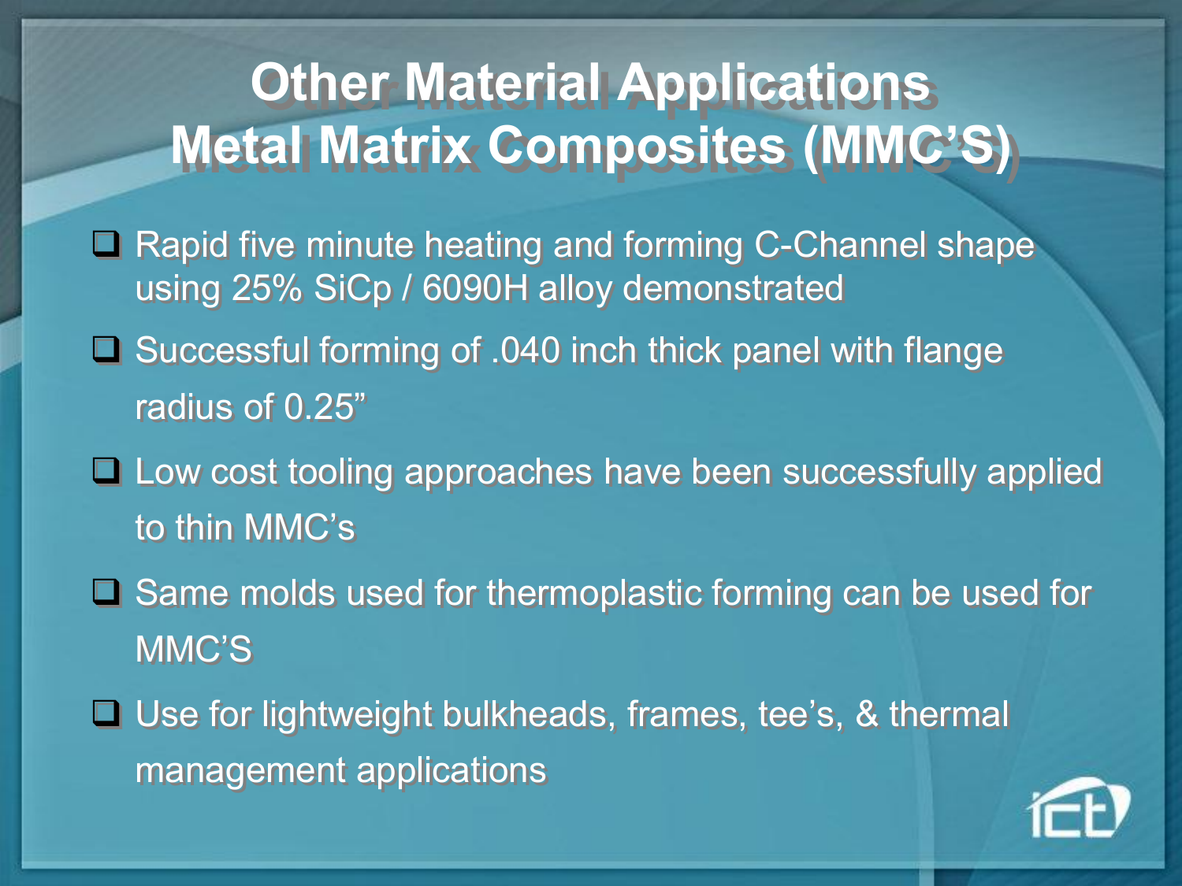# Other Material Applications
# Metal Matrix Composites (MMC'S)

- Rapid five minute heating and forming C-Channel shape using 25% SiCp / 6090H alloy demonstrated
- Successful forming of .040 inch thick panel with flange radius of 0.25"
- Low cost tooling approaches have been successfully applied to thin MMC's
- Same molds used for thermoplastic forming can be used for MMC'S
- Use for lightweight bulkheads, frames, tee's, & thermal management applications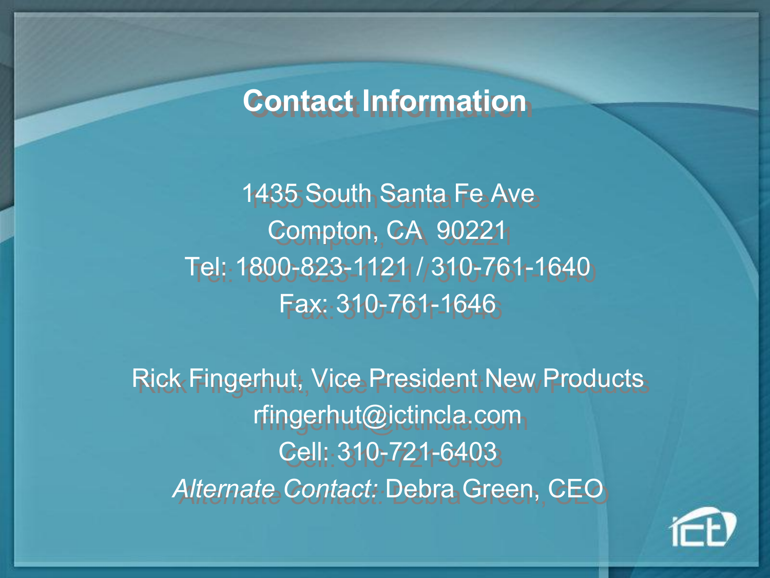# Contact Information

1435 South Santa Fe Ave
Compton, CA  90221
Tel: 1800-823-1121 / 310-761-1640
Fax: 310-761-1646

Rick Fingerhut, Vice President New Products
rfingerhut@ictincla.com
Cell: 310-721-6403
*Alternate Contact:* Debra Green, CEO